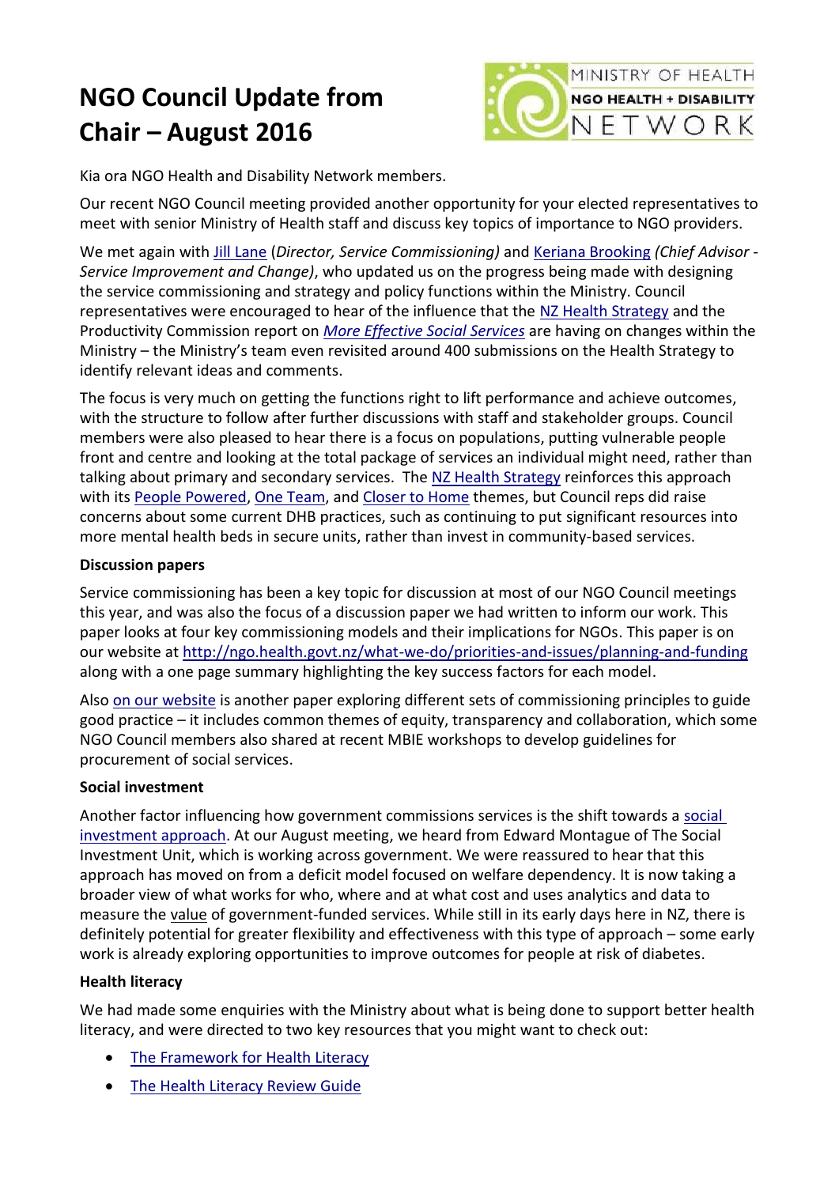# NGO Council Update from Chair – August 2016

Kia ora NGO Health and Disability Network members.

Our recent NGO Council meeting provided another opportunity for your elected representatives to meet with senior Ministry of Health staff and discuss key topics of importance to NGO providers.

We met again with Jill Lane (*Director, Service Commissioning)* and Keriana Brooking *(Chief Advisor - Service Improvement and Change)*, who updated us on the progress being made with designing the service commissioning and strategy and policy functions within the Ministry. Council representatives were encouraged to hear of the influence that the NZ Health Strategy and the Productivity Commission report on *More Effective Social Services* are having on changes within the Ministry – the Ministry's team even revisited around 400 submissions on the Health Strategy to identify relevant ideas and comments.

The focus is very much on getting the functions right to lift performance and achieve outcomes, with the structure to follow after further discussions with staff and stakeholder groups. Council members were also pleased to hear there is a focus on populations, putting vulnerable people front and centre and looking at the total package of services an individual might need, rather than talking about primary and secondary services. The NZ Health Strategy reinforces this approach with its People Powered, One Team, and Closer to Home themes, but Council reps did raise concerns about some current DHB practices, such as continuing to put significant resources into more mental health beds in secure units, rather than invest in community-based services.

**Discussion papers**

Service commissioning has been a key topic for discussion at most of our NGO Council meetings this year, and was also the focus of a discussion paper we had written to inform our work. This paper looks at four key commissioning models and their implications for NGOs. This paper is on our website at http://ngo.health.govt.nz/what-we-do/priorities-and-issues/planning-and-funding along with a one page summary highlighting the key success factors for each model.

Also on our website is another paper exploring different sets of commissioning principles to guide good practice – it includes common themes of equity, transparency and collaboration, which some NGO Council members also shared at recent MBIE workshops to develop guidelines for procurement of social services.

**Social investment**

Another factor influencing how government commissions services is the shift towards a social investment approach. At our August meeting, we heard from Edward Montague of The Social Investment Unit, which is working across government. We were reassured to hear that this approach has moved on from a deficit model focused on welfare dependency. It is now taking a broader view of what works for who, where and at what cost and uses analytics and data to measure the value of government-funded services. While still in its early days here in NZ, there is definitely potential for greater flexibility and effectiveness with this type of approach – some early work is already exploring opportunities to improve outcomes for people at risk of diabetes.

**Health literacy**

We had made some enquiries with the Ministry about what is being done to support better health literacy, and were directed to two key resources that you might want to check out:

- The Framework for Health Literacy
- The Health Literacy Review Guide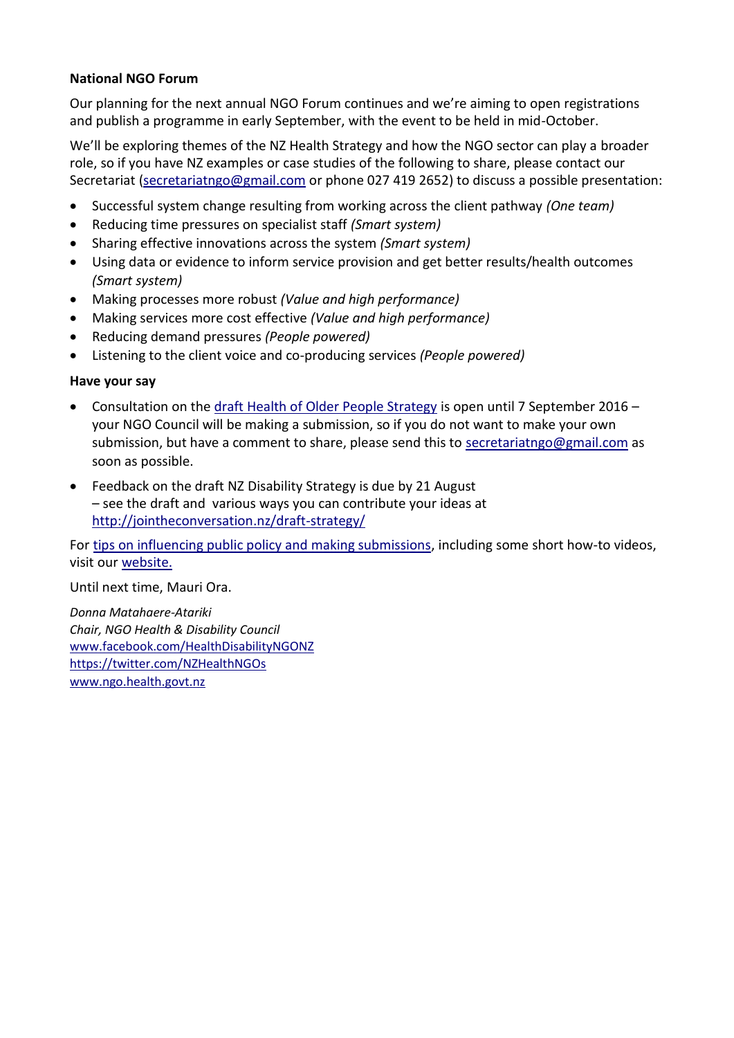**National NGO Forum**

Our planning for the next annual NGO Forum continues and we're aiming to open registrations and publish a programme in early September, with the event to be held in mid-October.

We'll be exploring themes of the NZ Health Strategy and how the NGO sector can play a broader role, so if you have NZ examples or case studies of the following to share, please contact our Secretariat (secretariatngo@gmail.com or phone 027 419 2652) to discuss a possible presentation:

- Successful system change resulting from working across the client pathway *(One team)*
- Reducing time pressures on specialist staff *(Smart system)*
- Sharing effective innovations across the system *(Smart system)*
- Using data or evidence to inform service provision and get better results/health outcomes *(Smart system)*
- Making processes more robust *(Value and high performance)*
- Making services more cost effective *(Value and high performance)*
- Reducing demand pressures *(People powered)*
- Listening to the client voice and co-producing services *(People powered)*

**Have your say**

- Consultation on the draft Health of Older People Strategy is open until 7 September 2016 – your NGO Council will be making a submission, so if you do not want to make your own submission, but have a comment to share, please send this to secretariatngo@gmail.com as soon as possible.
- Feedback on the draft NZ Disability Strategy is due by 21 August – see the draft and various ways you can contribute your ideas at http://jointheconversation.nz/draft-strategy/

For tips on influencing public policy and making submissions, including some short how-to videos, visit our website.

Until next time, Mauri Ora.

*Donna Matahaere-Atariki*
*Chair, NGO Health & Disability Council*
www.facebook.com/HealthDisabilityNGONZ
https://twitter.com/NZHealthNGOs
www.ngo.health.govt.nz